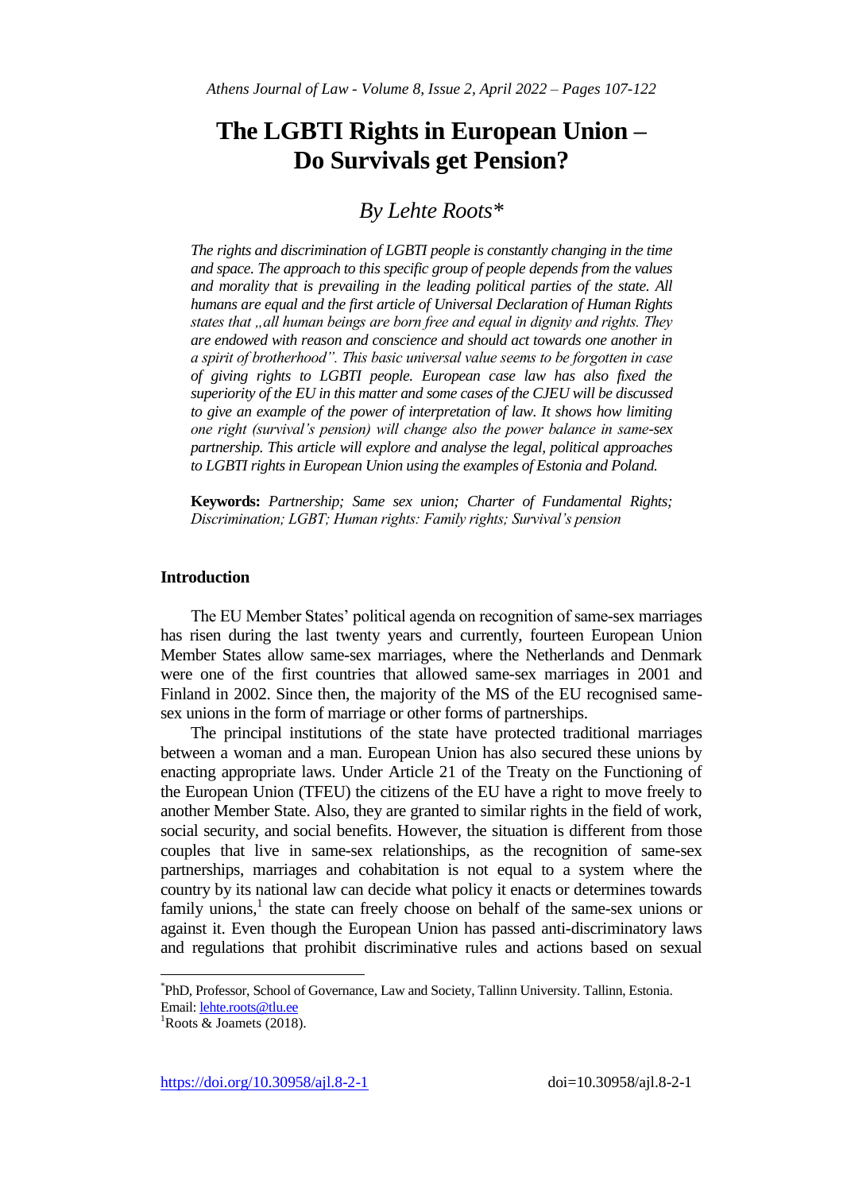# The LGBTI Rights in European Union – Do Survivals get Pension?

## *By Lehte Roots\**

*The rights and discrimination of LGBTI people is constantly changing in the time and space. The approach to this specific group of people depends from the values and morality that is prevailing in the leading political parties of the state. All humans are equal and the first article of Universal Declaration of Human Rights states that „all human beings are born free and equal in dignity and rights. They are endowed with reason and conscience and should act towards one another in a spirit of brotherhood". This basic universal value seems to be forgotten in case of giving rights to LGBTI people. European case law has also fixed the superiority of the EU in this matter and some cases of the CJEU will be discussed to give an example of the power of interpretation of law. It shows how limiting one right (survival's pension) will change also the power balance in same-sex partnership. This article will explore and analyse the legal, political approaches to LGBTI rights in European Union using the examples of Estonia and Poland.*

**Keywords:** *Partnership; Same sex union; Charter of Fundamental Rights; Discrimination; LGBT; Human rights: Family rights; Survival's pension*

### Introduction

The EU Member States' political agenda on recognition of same-sex marriages has risen during the last twenty years and currently, fourteen European Union Member States allow same-sex marriages, where the Netherlands and Denmark were one of the first countries that allowed same-sex marriages in 2001 and Finland in 2002. Since then, the majority of the MS of the EU recognised same-sex unions in the form of marriage or other forms of partnerships.

The principal institutions of the state have protected traditional marriages between a woman and a man. European Union has also secured these unions by enacting appropriate laws. Under Article 21 of the Treaty on the Functioning of the European Union (TFEU) the citizens of the EU have a right to move freely to another Member State. Also, they are granted to similar rights in the field of work, social security, and social benefits. However, the situation is different from those couples that live in same-sex relationships, as the recognition of same-sex partnerships, marriages and cohabitation is not equal to a system where the country by its national law can decide what policy it enacts or determines towards family unions,[1] the state can freely choose on behalf of the same-sex unions or against it. Even though the European Union has passed anti-discriminatory laws and regulations that prohibit discriminative rules and actions based on sexual

---

\*PhD, Professor, School of Governance, Law and Society, Tallinn University. Tallinn, Estonia. Email: lehte.roots@tlu.ee

[1] Roots & Joamets (2018).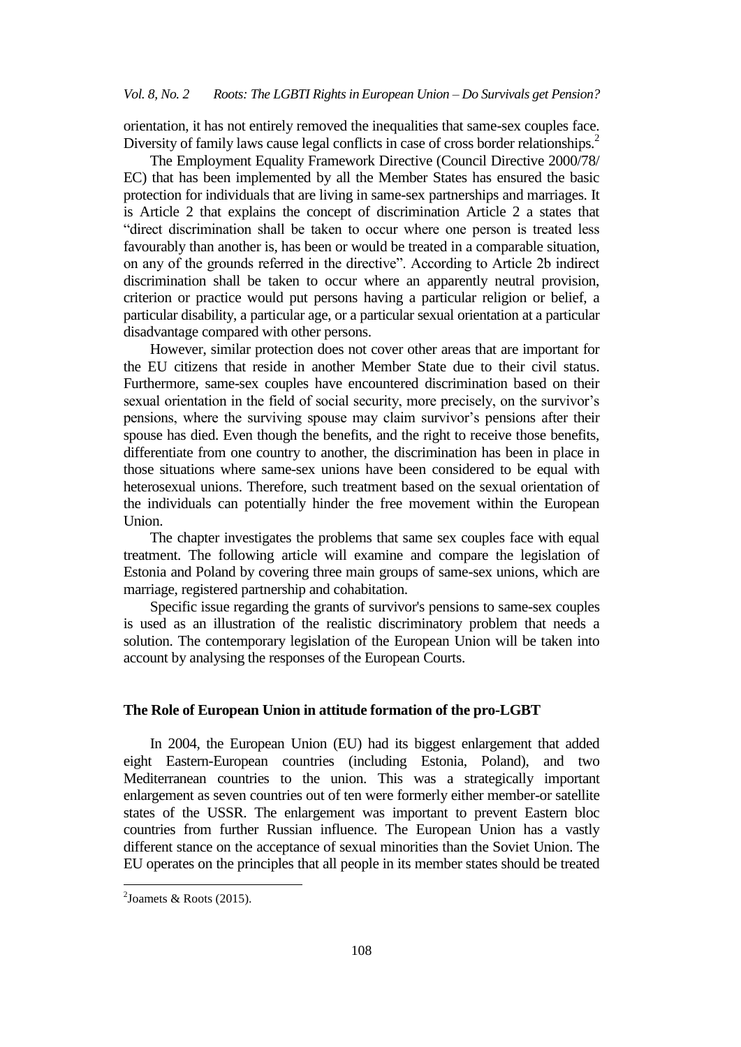orientation, it has not entirely removed the inequalities that same-sex couples face. Diversity of family laws cause legal conflicts in case of cross border relationships.[2]

The Employment Equality Framework Directive (Council Directive 2000/78/EC) that has been implemented by all the Member States has ensured the basic protection for individuals that are living in same-sex partnerships and marriages. It is Article 2 that explains the concept of discrimination Article 2 a states that "direct discrimination shall be taken to occur where one person is treated less favourably than another is, has been or would be treated in a comparable situation, on any of the grounds referred in the directive". According to Article 2b indirect discrimination shall be taken to occur where an apparently neutral provision, criterion or practice would put persons having a particular religion or belief, a particular disability, a particular age, or a particular sexual orientation at a particular disadvantage compared with other persons.

However, similar protection does not cover other areas that are important for the EU citizens that reside in another Member State due to their civil status. Furthermore, same-sex couples have encountered discrimination based on their sexual orientation in the field of social security, more precisely, on the survivor's pensions, where the surviving spouse may claim survivor's pensions after their spouse has died. Even though the benefits, and the right to receive those benefits, differentiate from one country to another, the discrimination has been in place in those situations where same-sex unions have been considered to be equal with heterosexual unions. Therefore, such treatment based on the sexual orientation of the individuals can potentially hinder the free movement within the European Union.

The chapter investigates the problems that same sex couples face with equal treatment. The following article will examine and compare the legislation of Estonia and Poland by covering three main groups of same-sex unions, which are marriage, registered partnership and cohabitation.

Specific issue regarding the grants of survivor's pensions to same-sex couples is used as an illustration of the realistic discriminatory problem that needs a solution. The contemporary legislation of the European Union will be taken into account by analysing the responses of the European Courts.

## The Role of European Union in attitude formation of the pro-LGBT

In 2004, the European Union (EU) had its biggest enlargement that added eight Eastern-European countries (including Estonia, Poland), and two Mediterranean countries to the union. This was a strategically important enlargement as seven countries out of ten were formerly either member-or satellite states of the USSR. The enlargement was important to prevent Eastern bloc countries from further Russian influence. The European Union has a vastly different stance on the acceptance of sexual minorities than the Soviet Union. The EU operates on the principles that all people in its member states should be treated

[2] Joamets & Roots (2015).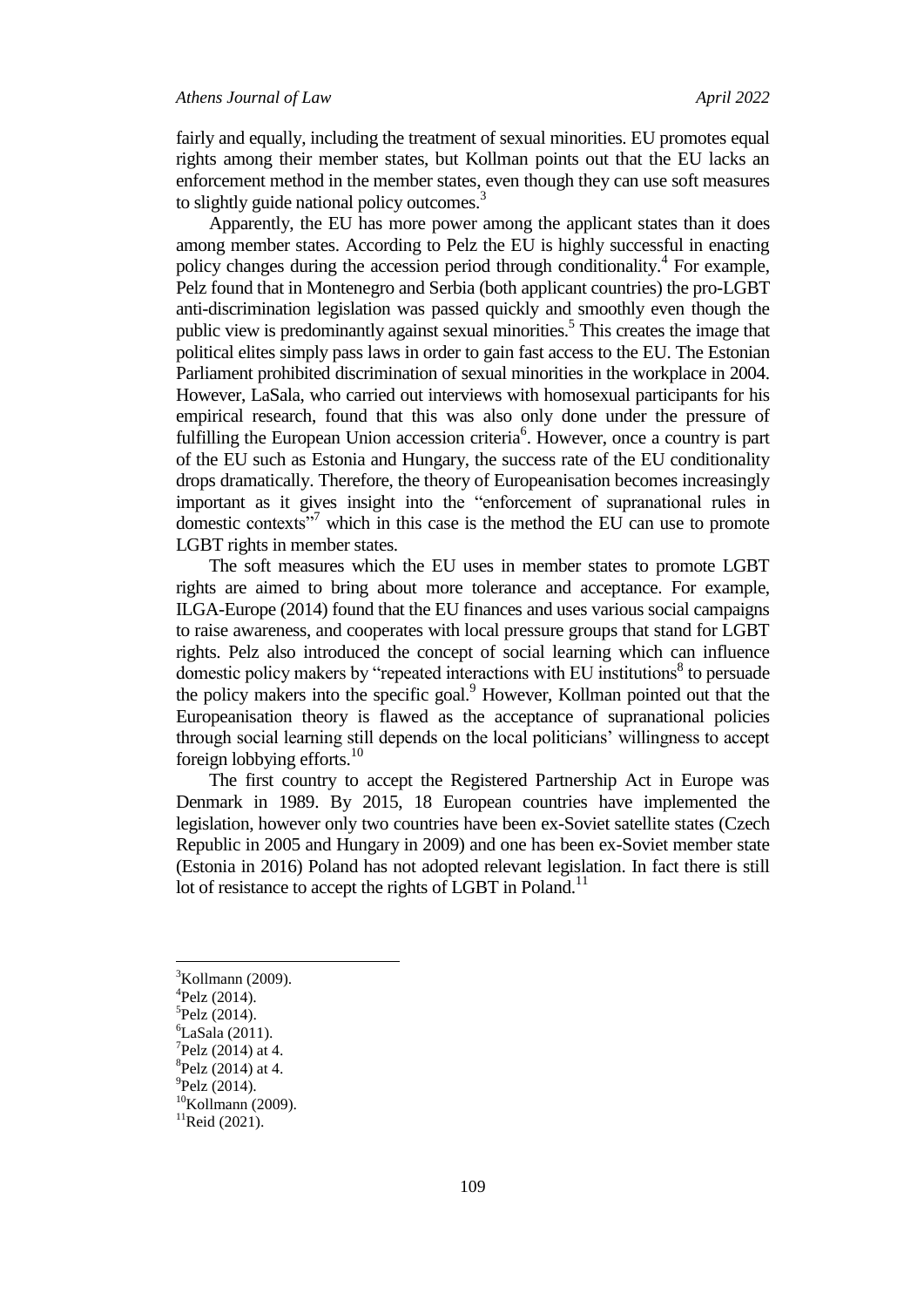fairly and equally, including the treatment of sexual minorities. EU promotes equal rights among their member states, but Kollman points out that the EU lacks an enforcement method in the member states, even though they can use soft measures to slightly guide national policy outcomes.[3]

Apparently, the EU has more power among the applicant states than it does among member states. According to Pelz the EU is highly successful in enacting policy changes during the accession period through conditionality.[4] For example, Pelz found that in Montenegro and Serbia (both applicant countries) the pro-LGBT anti-discrimination legislation was passed quickly and smoothly even though the public view is predominantly against sexual minorities.[5] This creates the image that political elites simply pass laws in order to gain fast access to the EU. The Estonian Parliament prohibited discrimination of sexual minorities in the workplace in 2004. However, LaSala, who carried out interviews with homosexual participants for his empirical research, found that this was also only done under the pressure of fulfilling the European Union accession criteria[6]. However, once a country is part of the EU such as Estonia and Hungary, the success rate of the EU conditionality drops dramatically. Therefore, the theory of Europeanisation becomes increasingly important as it gives insight into the "enforcement of supranational rules in domestic contexts"[7] which in this case is the method the EU can use to promote LGBT rights in member states.

The soft measures which the EU uses in member states to promote LGBT rights are aimed to bring about more tolerance and acceptance. For example, ILGA-Europe (2014) found that the EU finances and uses various social campaigns to raise awareness, and cooperates with local pressure groups that stand for LGBT rights. Pelz also introduced the concept of social learning which can influence domestic policy makers by "repeated interactions with EU institutions[8] to persuade the policy makers into the specific goal.[9] However, Kollman pointed out that the Europeanisation theory is flawed as the acceptance of supranational policies through social learning still depends on the local politicians' willingness to accept foreign lobbying efforts.[10]

The first country to accept the Registered Partnership Act in Europe was Denmark in 1989. By 2015, 18 European countries have implemented the legislation, however only two countries have been ex-Soviet satellite states (Czech Republic in 2005 and Hungary in 2009) and one has been ex-Soviet member state (Estonia in 2016) Poland has not adopted relevant legislation. In fact there is still lot of resistance to accept the rights of LGBT in Poland.[11]

---

[3] Kollmann (2009).
[4] Pelz (2014).
[5] Pelz (2014).
[6] LaSala (2011).
[7] Pelz (2014) at 4.
[8] Pelz (2014) at 4.
[9] Pelz (2014).
[10] Kollmann (2009).
[11] Reid (2021).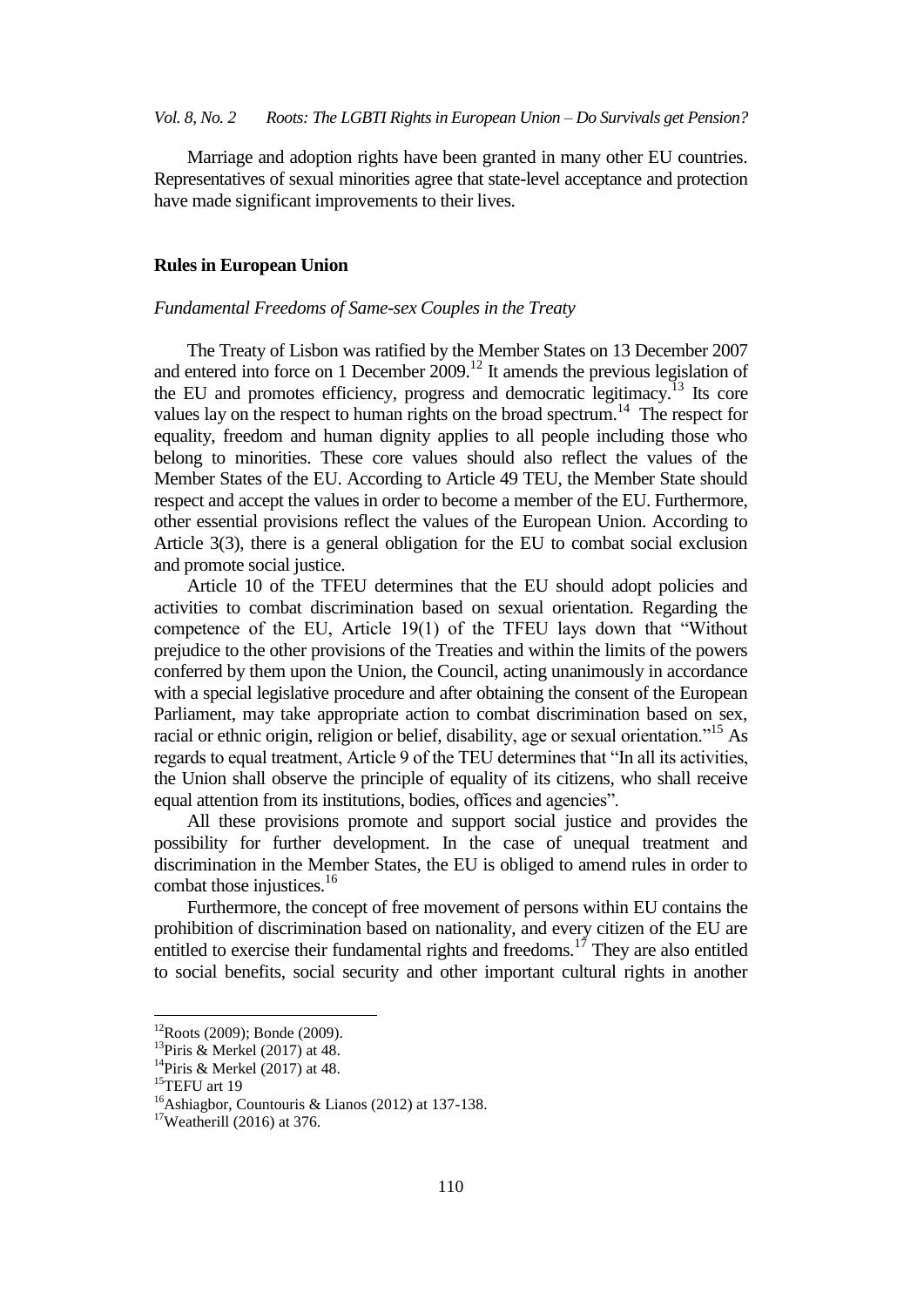Marriage and adoption rights have been granted in many other EU countries. Representatives of sexual minorities agree that state-level acceptance and protection have made significant improvements to their lives.

## Rules in European Union

### *Fundamental Freedoms of Same-sex Couples in the Treaty*

The Treaty of Lisbon was ratified by the Member States on 13 December 2007 and entered into force on 1 December 2009.[12] It amends the previous legislation of the EU and promotes efficiency, progress and democratic legitimacy.[13] Its core values lay on the respect to human rights on the broad spectrum.[14] The respect for equality, freedom and human dignity applies to all people including those who belong to minorities. These core values should also reflect the values of the Member States of the EU. According to Article 49 TEU, the Member State should respect and accept the values in order to become a member of the EU. Furthermore, other essential provisions reflect the values of the European Union. According to Article 3(3), there is a general obligation for the EU to combat social exclusion and promote social justice.

Article 10 of the TFEU determines that the EU should adopt policies and activities to combat discrimination based on sexual orientation. Regarding the competence of the EU, Article 19(1) of the TFEU lays down that "Without prejudice to the other provisions of the Treaties and within the limits of the powers conferred by them upon the Union, the Council, acting unanimously in accordance with a special legislative procedure and after obtaining the consent of the European Parliament, may take appropriate action to combat discrimination based on sex, racial or ethnic origin, religion or belief, disability, age or sexual orientation."[15] As regards to equal treatment, Article 9 of the TEU determines that "In all its activities, the Union shall observe the principle of equality of its citizens, who shall receive equal attention from its institutions, bodies, offices and agencies".

All these provisions promote and support social justice and provides the possibility for further development. In the case of unequal treatment and discrimination in the Member States, the EU is obliged to amend rules in order to combat those injustices.[16]

Furthermore, the concept of free movement of persons within EU contains the prohibition of discrimination based on nationality, and every citizen of the EU are entitled to exercise their fundamental rights and freedoms.[17] They are also entitled to social benefits, social security and other important cultural rights in another

---

[12] Roots (2009); Bonde (2009).

[13] Piris & Merkel (2017) at 48.

[14] Piris & Merkel (2017) at 48.

[15] TEFU art 19

[16] Ashiagbor, Countouris & Lianos (2012) at 137-138.

[17] Weatherill (2016) at 376.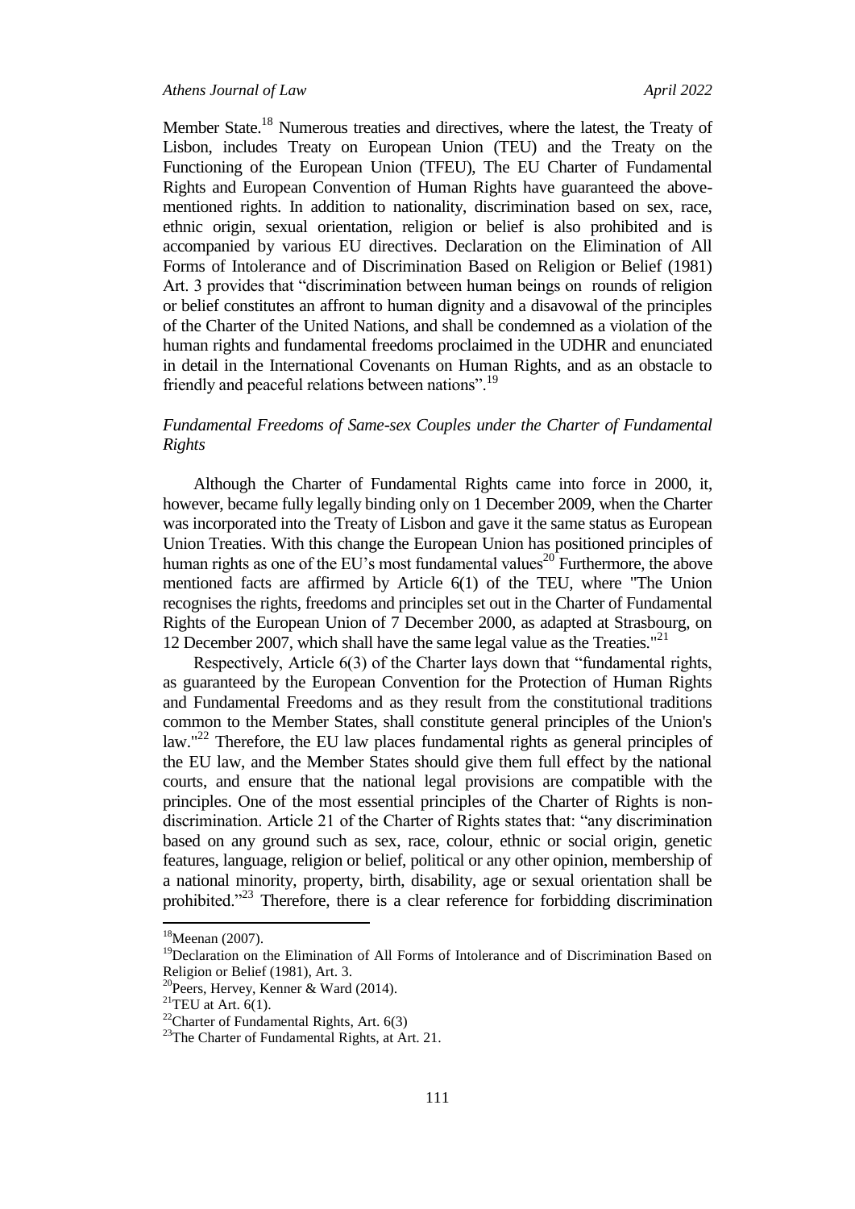Member State.[18] Numerous treaties and directives, where the latest, the Treaty of Lisbon, includes Treaty on European Union (TEU) and the Treaty on the Functioning of the European Union (TFEU), The EU Charter of Fundamental Rights and European Convention of Human Rights have guaranteed the above-mentioned rights. In addition to nationality, discrimination based on sex, race, ethnic origin, sexual orientation, religion or belief is also prohibited and is accompanied by various EU directives. Declaration on the Elimination of All Forms of Intolerance and of Discrimination Based on Religion or Belief (1981) Art. 3 provides that "discrimination between human beings on rounds of religion or belief constitutes an affront to human dignity and a disavowal of the principles of the Charter of the United Nations, and shall be condemned as a violation of the human rights and fundamental freedoms proclaimed in the UDHR and enunciated in detail in the International Covenants on Human Rights, and as an obstacle to friendly and peaceful relations between nations".[19]

### *Fundamental Freedoms of Same-sex Couples under the Charter of Fundamental Rights*

Although the Charter of Fundamental Rights came into force in 2000, it, however, became fully legally binding only on 1 December 2009, when the Charter was incorporated into the Treaty of Lisbon and gave it the same status as European Union Treaties. With this change the European Union has positioned principles of human rights as one of the EU's most fundamental values[20] Furthermore, the above mentioned facts are affirmed by Article 6(1) of the TEU, where "The Union recognises the rights, freedoms and principles set out in the Charter of Fundamental Rights of the European Union of 7 December 2000, as adapted at Strasbourg, on 12 December 2007, which shall have the same legal value as the Treaties."[21]

Respectively, Article 6(3) of the Charter lays down that "fundamental rights, as guaranteed by the European Convention for the Protection of Human Rights and Fundamental Freedoms and as they result from the constitutional traditions common to the Member States, shall constitute general principles of the Union's law."[22] Therefore, the EU law places fundamental rights as general principles of the EU law, and the Member States should give them full effect by the national courts, and ensure that the national legal provisions are compatible with the principles. One of the most essential principles of the Charter of Rights is non-discrimination. Article 21 of the Charter of Rights states that: "any discrimination based on any ground such as sex, race, colour, ethnic or social origin, genetic features, language, religion or belief, political or any other opinion, membership of a national minority, property, birth, disability, age or sexual orientation shall be prohibited."[23] Therefore, there is a clear reference for forbidding discrimination

---

[18] Meenan (2007).

[19] Declaration on the Elimination of All Forms of Intolerance and of Discrimination Based on Religion or Belief (1981), Art. 3.

[20] Peers, Hervey, Kenner & Ward (2014).

[21] TEU at Art. 6(1).

[22] Charter of Fundamental Rights, Art. 6(3)

[23] The Charter of Fundamental Rights, at Art. 21.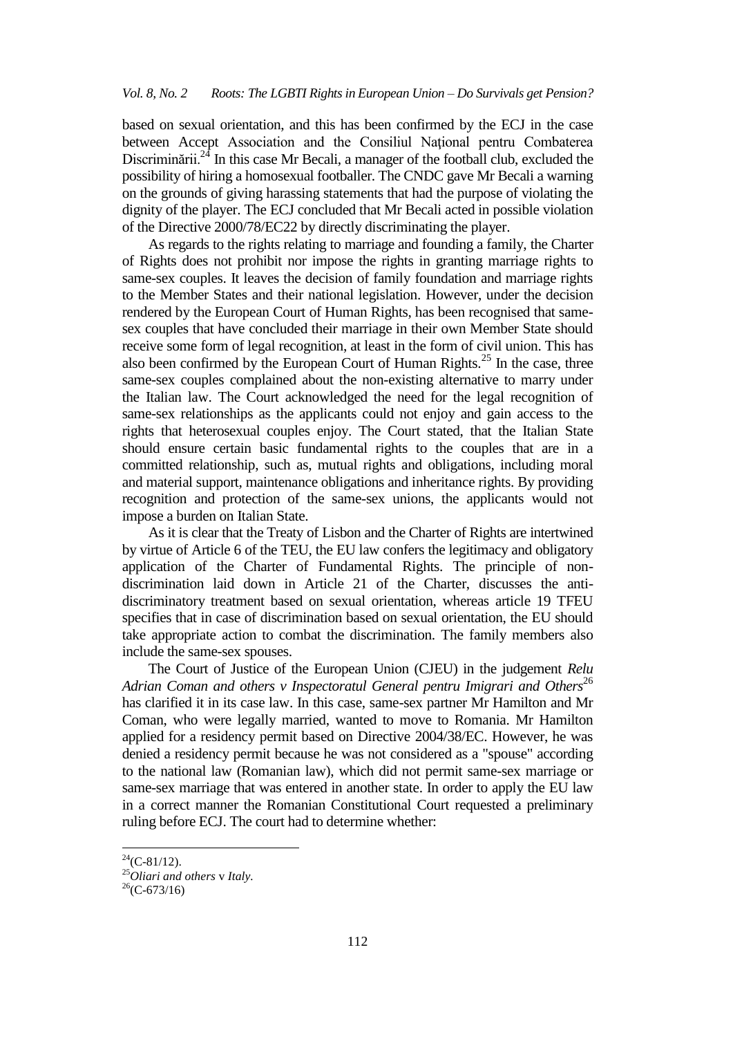based on sexual orientation, and this has been confirmed by the ECJ in the case between Accept Association and the Consiliul Național pentru Combaterea Discriminării.[24] In this case Mr Becali, a manager of the football club, excluded the possibility of hiring a homosexual footballer. The CNDC gave Mr Becali a warning on the grounds of giving harassing statements that had the purpose of violating the dignity of the player. The ECJ concluded that Mr Becali acted in possible violation of the Directive 2000/78/EC22 by directly discriminating the player.

As regards to the rights relating to marriage and founding a family, the Charter of Rights does not prohibit nor impose the rights in granting marriage rights to same-sex couples. It leaves the decision of family foundation and marriage rights to the Member States and their national legislation. However, under the decision rendered by the European Court of Human Rights, has been recognised that same-sex couples that have concluded their marriage in their own Member State should receive some form of legal recognition, at least in the form of civil union. This has also been confirmed by the European Court of Human Rights.[25] In the case, three same-sex couples complained about the non-existing alternative to marry under the Italian law. The Court acknowledged the need for the legal recognition of same-sex relationships as the applicants could not enjoy and gain access to the rights that heterosexual couples enjoy. The Court stated, that the Italian State should ensure certain basic fundamental rights to the couples that are in a committed relationship, such as, mutual rights and obligations, including moral and material support, maintenance obligations and inheritance rights. By providing recognition and protection of the same-sex unions, the applicants would not impose a burden on Italian State.

As it is clear that the Treaty of Lisbon and the Charter of Rights are intertwined by virtue of Article 6 of the TEU, the EU law confers the legitimacy and obligatory application of the Charter of Fundamental Rights. The principle of non-discrimination laid down in Article 21 of the Charter, discusses the anti-discriminatory treatment based on sexual orientation, whereas article 19 TFEU specifies that in case of discrimination based on sexual orientation, the EU should take appropriate action to combat the discrimination. The family members also include the same-sex spouses.

The Court of Justice of the European Union (CJEU) in the judgement *Relu Adrian Coman and others v Inspectoratul General pentru Imigrari and Others*[26] has clarified it in its case law. In this case, same-sex partner Mr Hamilton and Mr Coman, who were legally married, wanted to move to Romania. Mr Hamilton applied for a residency permit based on Directive 2004/38/EC. However, he was denied a residency permit because he was not considered as a "spouse" according to the national law (Romanian law), which did not permit same-sex marriage or same-sex marriage that was entered in another state. In order to apply the EU law in a correct manner the Romanian Constitutional Court requested a preliminary ruling before ECJ. The court had to determine whether:

---

[24](C-81/12).

[25]*Oliari and others* v *Italy*.

[26](C-673/16)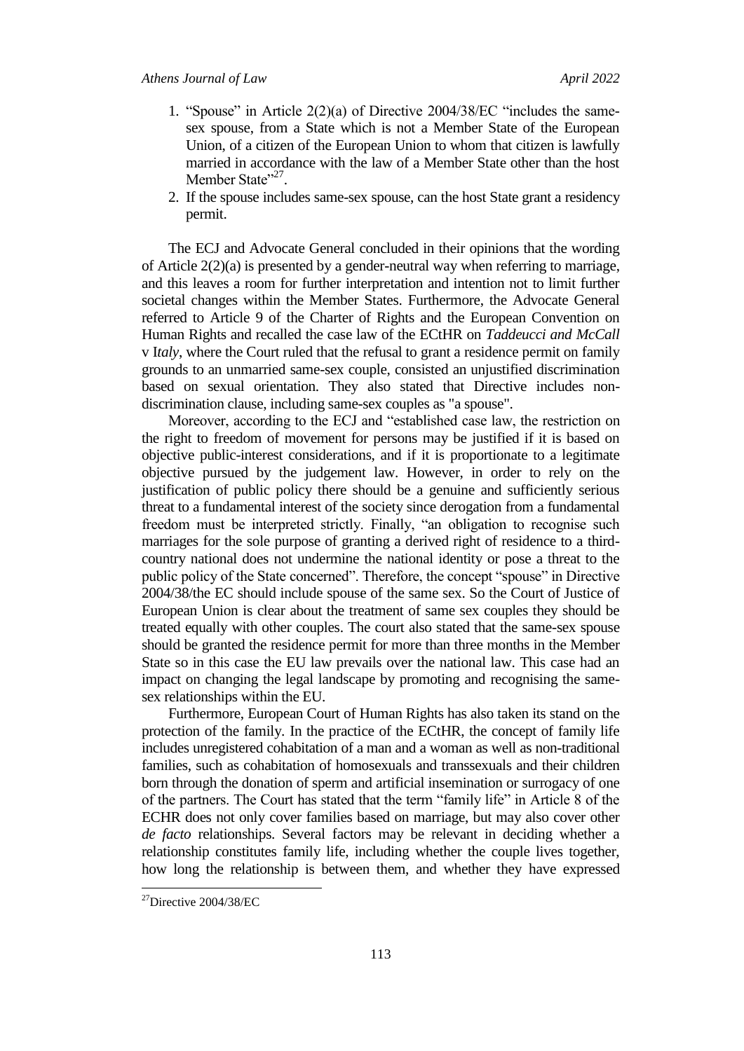1. "Spouse" in Article 2(2)(a) of Directive 2004/38/EC "includes the same-sex spouse, from a State which is not a Member State of the European Union, of a citizen of the European Union to whom that citizen is lawfully married in accordance with the law of a Member State other than the host Member State"[27].
2. If the spouse includes same-sex spouse, can the host State grant a residency permit.

The ECJ and Advocate General concluded in their opinions that the wording of Article 2(2)(a) is presented by a gender-neutral way when referring to marriage, and this leaves a room for further interpretation and intention not to limit further societal changes within the Member States. Furthermore, the Advocate General referred to Article 9 of the Charter of Rights and the European Convention on Human Rights and recalled the case law of the ECtHR on *Taddeucci and McCall* v I*taly*, where the Court ruled that the refusal to grant a residence permit on family grounds to an unmarried same-sex couple, consisted an unjustified discrimination based on sexual orientation. They also stated that Directive includes non-discrimination clause, including same-sex couples as "a spouse".

Moreover, according to the ECJ and "established case law, the restriction on the right to freedom of movement for persons may be justified if it is based on objective public-interest considerations, and if it is proportionate to a legitimate objective pursued by the judgement law. However, in order to rely on the justification of public policy there should be a genuine and sufficiently serious threat to a fundamental interest of the society since derogation from a fundamental freedom must be interpreted strictly. Finally, "an obligation to recognise such marriages for the sole purpose of granting a derived right of residence to a third-country national does not undermine the national identity or pose a threat to the public policy of the State concerned". Therefore, the concept "spouse" in Directive 2004/38/the EC should include spouse of the same sex. So the Court of Justice of European Union is clear about the treatment of same sex couples they should be treated equally with other couples. The court also stated that the same-sex spouse should be granted the residence permit for more than three months in the Member State so in this case the EU law prevails over the national law. This case had an impact on changing the legal landscape by promoting and recognising the same-sex relationships within the EU.

Furthermore, European Court of Human Rights has also taken its stand on the protection of the family. In the practice of the ECtHR, the concept of family life includes unregistered cohabitation of a man and a woman as well as non-traditional families, such as cohabitation of homosexuals and transsexuals and their children born through the donation of sperm and artificial insemination or surrogacy of one of the partners. The Court has stated that the term "family life" in Article 8 of the ECHR does not only cover families based on marriage, but may also cover other *de facto* relationships. Several factors may be relevant in deciding whether a relationship constitutes family life, including whether the couple lives together, how long the relationship is between them, and whether they have expressed

[27] Directive 2004/38/EC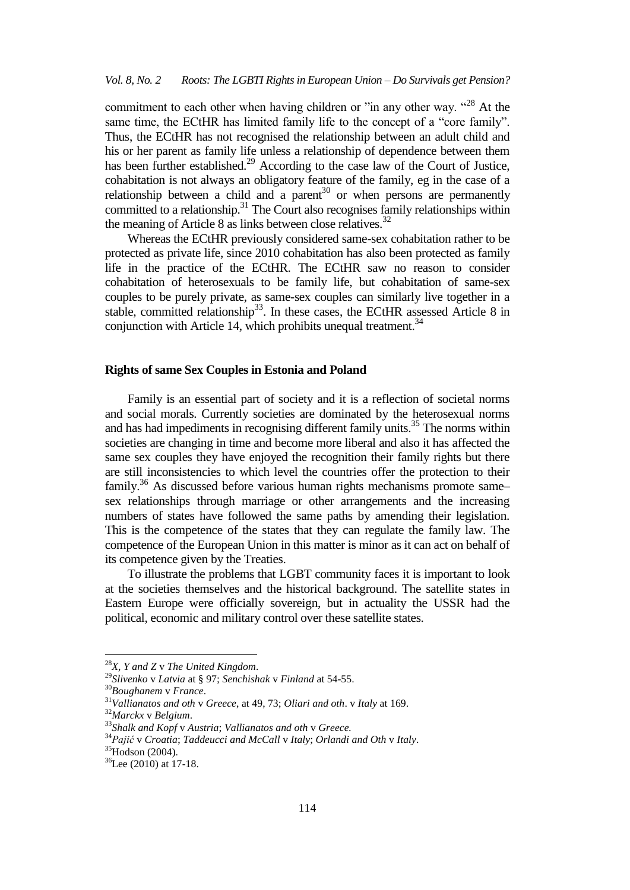commitment to each other when having children or "in any other way. "[28] At the same time, the ECtHR has limited family life to the concept of a "core family". Thus, the ECtHR has not recognised the relationship between an adult child and his or her parent as family life unless a relationship of dependence between them has been further established.[29] According to the case law of the Court of Justice, cohabitation is not always an obligatory feature of the family, eg in the case of a relationship between a child and a parent[30] or when persons are permanently committed to a relationship.[31] The Court also recognises family relationships within the meaning of Article 8 as links between close relatives.[32]

Whereas the ECtHR previously considered same-sex cohabitation rather to be protected as private life, since 2010 cohabitation has also been protected as family life in the practice of the ECtHR. The ECtHR saw no reason to consider cohabitation of heterosexuals to be family life, but cohabitation of same-sex couples to be purely private, as same-sex couples can similarly live together in a stable, committed relationship[33]. In these cases, the ECtHR assessed Article 8 in conjunction with Article 14, which prohibits unequal treatment.[34]

## Rights of same Sex Couples in Estonia and Poland

Family is an essential part of society and it is a reflection of societal norms and social morals. Currently societies are dominated by the heterosexual norms and has had impediments in recognising different family units.[35] The norms within societies are changing in time and become more liberal and also it has affected the same sex couples they have enjoyed the recognition their family rights but there are still inconsistencies to which level the countries offer the protection to their family.[36] As discussed before various human rights mechanisms promote same–sex relationships through marriage or other arrangements and the increasing numbers of states have followed the same paths by amending their legislation. This is the competence of the states that they can regulate the family law. The competence of the European Union in this matter is minor as it can act on behalf of its competence given by the Treaties.

To illustrate the problems that LGBT community faces it is important to look at the societies themselves and the historical background. The satellite states in Eastern Europe were officially sovereign, but in actuality the USSR had the political, economic and military control over these satellite states.

---

[28] *X, Y and Z* v *The United Kingdom*.

[29] *Slivenko* v *Latvia* at § 97; *Senchishak* v *Finland* at 54-55.

[30] *Boughanem* v *France*.

[31] *Vallianatos and oth* v *Greece*, at 49, 73; *Oliari and oth*. v *Italy* at 169.

[32] *Marckx* v *Belgium*.

[33] *Shalk and Kopf* v *Austria*; *Vallianatos and oth* v *Greece.*

[34] *Pajić* v *Croatia*; *Taddeucci and McCall* v *Italy*; *Orlandi and Oth* v *Italy*.

[35] Hodson (2004).

[36] Lee (2010) at 17-18.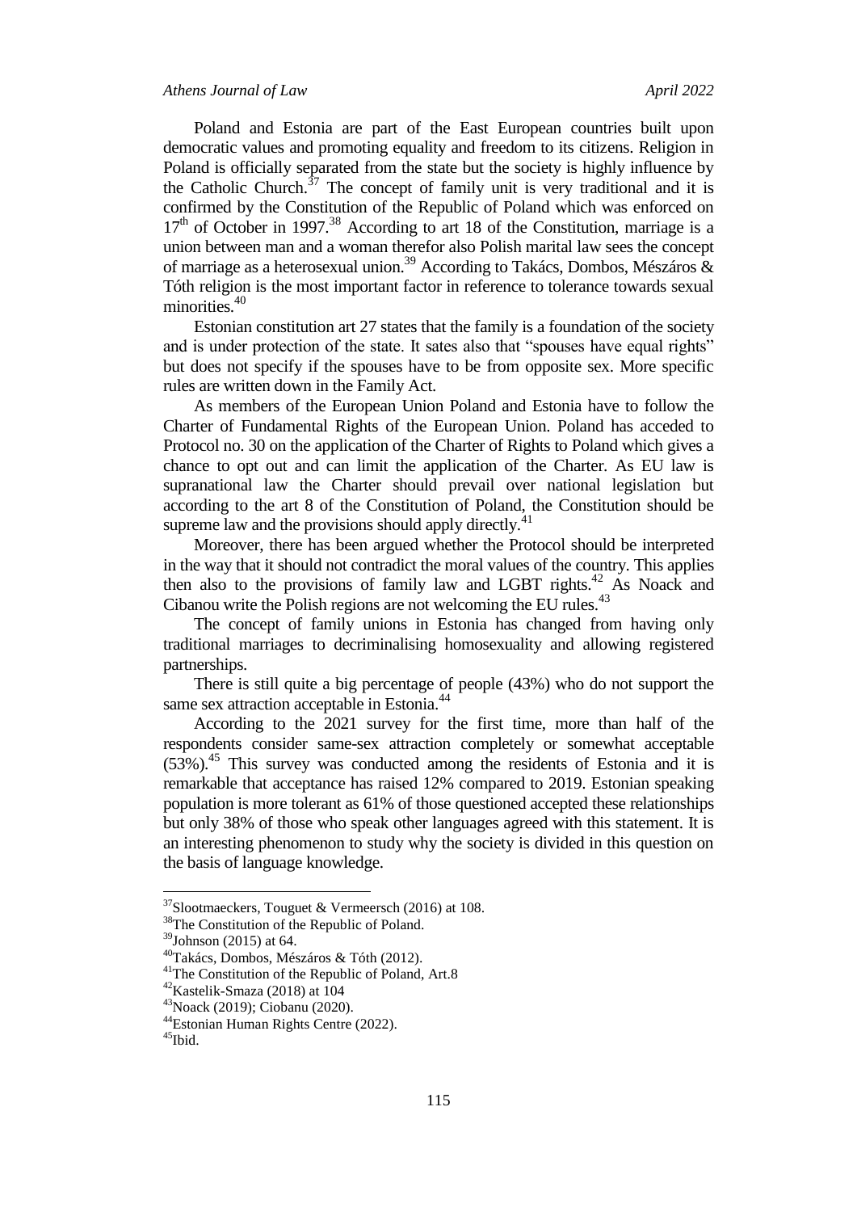Poland and Estonia are part of the East European countries built upon democratic values and promoting equality and freedom to its citizens. Religion in Poland is officially separated from the state but the society is highly influence by the Catholic Church.[37] The concept of family unit is very traditional and it is confirmed by the Constitution of the Republic of Poland which was enforced on 17th of October in 1997.[38] According to art 18 of the Constitution, marriage is a union between man and a woman therefor also Polish marital law sees the concept of marriage as a heterosexual union.[39] According to Takács, Dombos, Mészáros & Tóth religion is the most important factor in reference to tolerance towards sexual minorities.[40]

Estonian constitution art 27 states that the family is a foundation of the society and is under protection of the state. It sates also that "spouses have equal rights" but does not specify if the spouses have to be from opposite sex. More specific rules are written down in the Family Act.

As members of the European Union Poland and Estonia have to follow the Charter of Fundamental Rights of the European Union. Poland has acceded to Protocol no. 30 on the application of the Charter of Rights to Poland which gives a chance to opt out and can limit the application of the Charter. As EU law is supranational law the Charter should prevail over national legislation but according to the art 8 of the Constitution of Poland, the Constitution should be supreme law and the provisions should apply directly.[41]

Moreover, there has been argued whether the Protocol should be interpreted in the way that it should not contradict the moral values of the country. This applies then also to the provisions of family law and LGBT rights.[42] As Noack and Cibanou write the Polish regions are not welcoming the EU rules.[43]

The concept of family unions in Estonia has changed from having only traditional marriages to decriminalising homosexuality and allowing registered partnerships.

There is still quite a big percentage of people (43%) who do not support the same sex attraction acceptable in Estonia.[44]

According to the 2021 survey for the first time, more than half of the respondents consider same-sex attraction completely or somewhat acceptable (53%).[45] This survey was conducted among the residents of Estonia and it is remarkable that acceptance has raised 12% compared to 2019. Estonian speaking population is more tolerant as 61% of those questioned accepted these relationships but only 38% of those who speak other languages agreed with this statement. It is an interesting phenomenon to study why the society is divided in this question on the basis of language knowledge.

---

[37] Slootmaeckers, Touguet & Vermeersch (2016) at 108.

[38] The Constitution of the Republic of Poland.

[39] Johnson (2015) at 64.

[40] Takács, Dombos, Mészáros & Tóth (2012).

[41] The Constitution of the Republic of Poland, Art.8

[42] Kastelik-Smaza (2018) at 104

[43] Noack (2019); Ciobanu (2020).

[44] Estonian Human Rights Centre (2022).

[45] Ibid.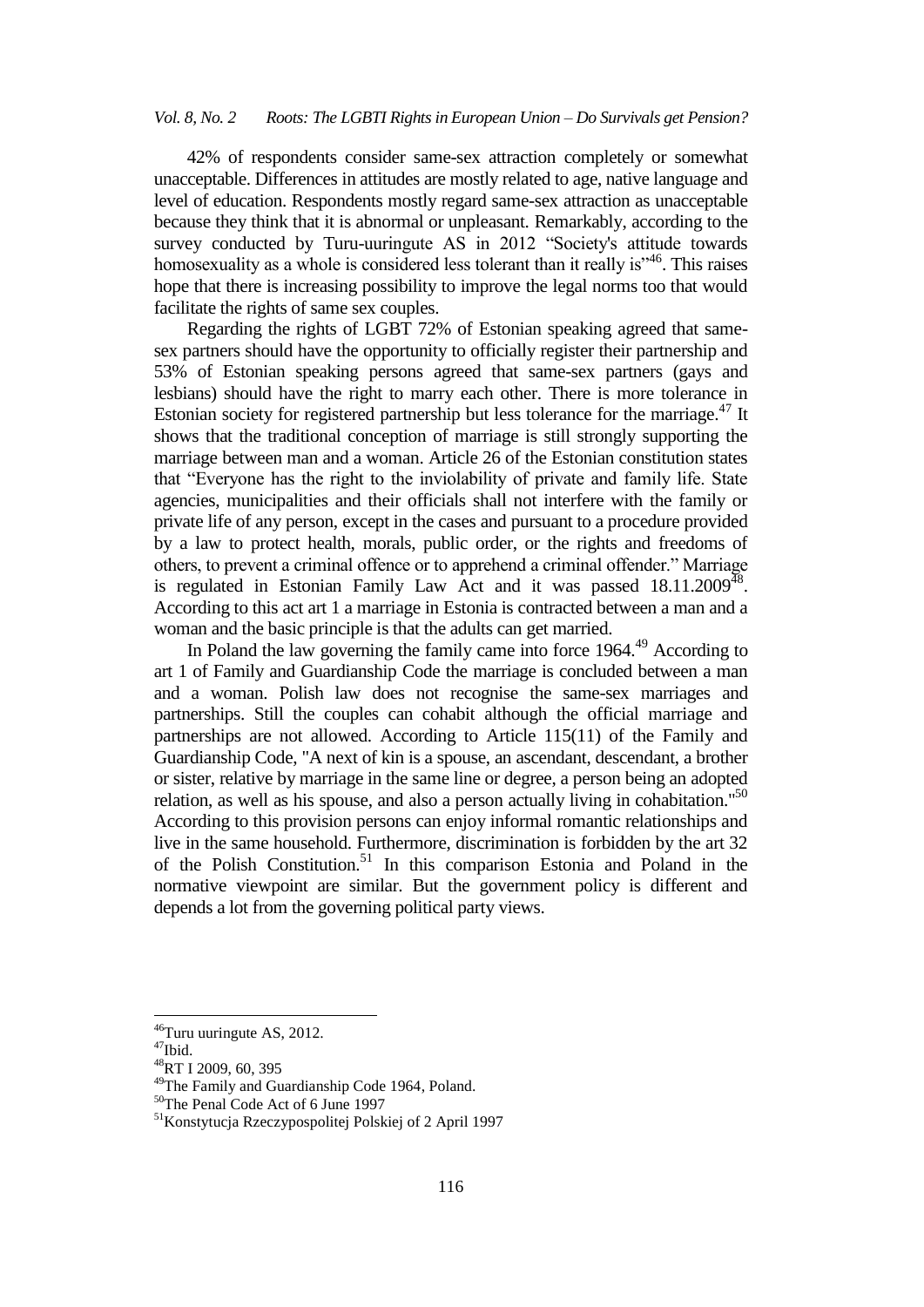42% of respondents consider same-sex attraction completely or somewhat unacceptable. Differences in attitudes are mostly related to age, native language and level of education. Respondents mostly regard same-sex attraction as unacceptable because they think that it is abnormal or unpleasant. Remarkably, according to the survey conducted by Turu-uuringute AS in 2012 "Society's attitude towards homosexuality as a whole is considered less tolerant than it really is"[46]. This raises hope that there is increasing possibility to improve the legal norms too that would facilitate the rights of same sex couples.

Regarding the rights of LGBT 72% of Estonian speaking agreed that same-sex partners should have the opportunity to officially register their partnership and 53% of Estonian speaking persons agreed that same-sex partners (gays and lesbians) should have the right to marry each other. There is more tolerance in Estonian society for registered partnership but less tolerance for the marriage.[47] It shows that the traditional conception of marriage is still strongly supporting the marriage between man and a woman. Article 26 of the Estonian constitution states that "Everyone has the right to the inviolability of private and family life. State agencies, municipalities and their officials shall not interfere with the family or private life of any person, except in the cases and pursuant to a procedure provided by a law to protect health, morals, public order, or the rights and freedoms of others, to prevent a criminal offence or to apprehend a criminal offender." Marriage is regulated in Estonian Family Law Act and it was passed 18.11.2009[48]. According to this act art 1 a marriage in Estonia is contracted between a man and a woman and the basic principle is that the adults can get married.

In Poland the law governing the family came into force 1964.[49] According to art 1 of Family and Guardianship Code the marriage is concluded between a man and a woman. Polish law does not recognise the same-sex marriages and partnerships. Still the couples can cohabit although the official marriage and partnerships are not allowed. According to Article 115(11) of the Family and Guardianship Code, "A next of kin is a spouse, an ascendant, descendant, a brother or sister, relative by marriage in the same line or degree, a person being an adopted relation, as well as his spouse, and also a person actually living in cohabitation."[50] According to this provision persons can enjoy informal romantic relationships and live in the same household. Furthermore, discrimination is forbidden by the art 32 of the Polish Constitution.[51] In this comparison Estonia and Poland in the normative viewpoint are similar. But the government policy is different and depends a lot from the governing political party views.

---

[46] Turu uuringute AS, 2012.

[47] Ibid.

[48] RT I 2009, 60, 395

[49] The Family and Guardianship Code 1964, Poland.

[50] The Penal Code Act of 6 June 1997

[51] Konstytucja Rzeczypospolitej Polskiej of 2 April 1997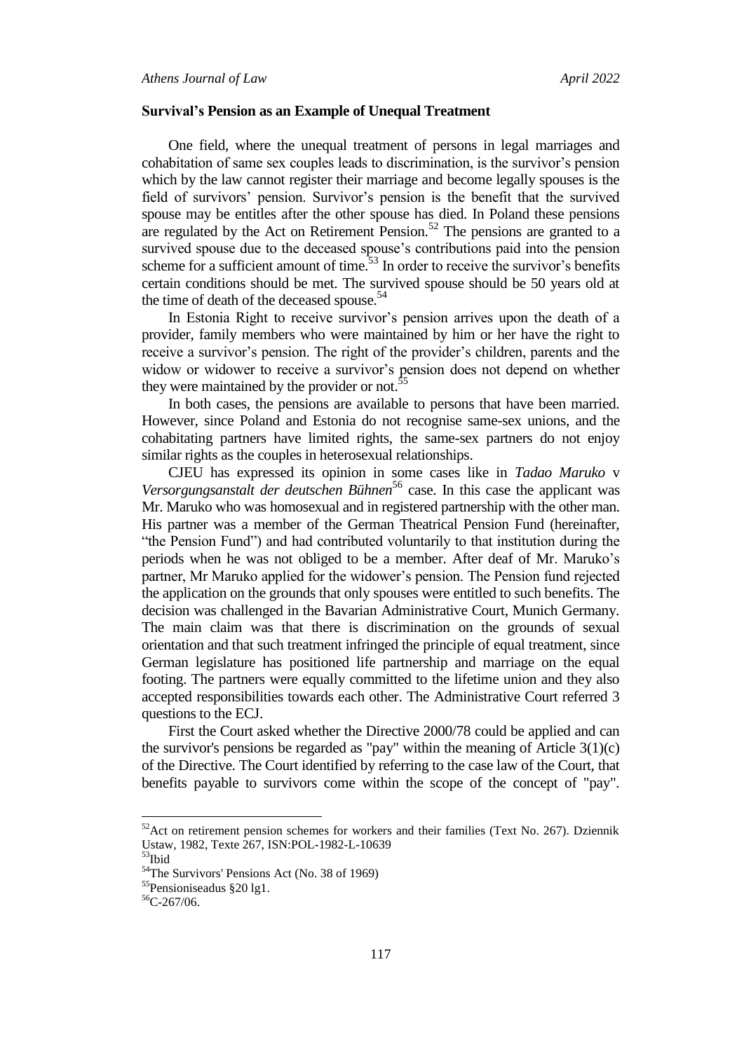### Survival's Pension as an Example of Unequal Treatment

One field, where the unequal treatment of persons in legal marriages and cohabitation of same sex couples leads to discrimination, is the survivor's pension which by the law cannot register their marriage and become legally spouses is the field of survivors' pension. Survivor's pension is the benefit that the survived spouse may be entitles after the other spouse has died. In Poland these pensions are regulated by the Act on Retirement Pension.[52] The pensions are granted to a survived spouse due to the deceased spouse's contributions paid into the pension scheme for a sufficient amount of time.[53] In order to receive the survivor's benefits certain conditions should be met. The survived spouse should be 50 years old at the time of death of the deceased spouse.[54]

In Estonia Right to receive survivor's pension arrives upon the death of a provider, family members who were maintained by him or her have the right to receive a survivor's pension. The right of the provider's children, parents and the widow or widower to receive a survivor's pension does not depend on whether they were maintained by the provider or not.[55]

In both cases, the pensions are available to persons that have been married. However, since Poland and Estonia do not recognise same-sex unions, and the cohabitating partners have limited rights, the same-sex partners do not enjoy similar rights as the couples in heterosexual relationships.

CJEU has expressed its opinion in some cases like in *Tadao Maruko* v *Versorgungsanstalt der deutschen Bühnen*[56] case. In this case the applicant was Mr. Maruko who was homosexual and in registered partnership with the other man. His partner was a member of the German Theatrical Pension Fund (hereinafter, "the Pension Fund") and had contributed voluntarily to that institution during the periods when he was not obliged to be a member. After deaf of Mr. Maruko's partner, Mr Maruko applied for the widower's pension. The Pension fund rejected the application on the grounds that only spouses were entitled to such benefits. The decision was challenged in the Bavarian Administrative Court, Munich Germany. The main claim was that there is discrimination on the grounds of sexual orientation and that such treatment infringed the principle of equal treatment, since German legislature has positioned life partnership and marriage on the equal footing. The partners were equally committed to the lifetime union and they also accepted responsibilities towards each other. The Administrative Court referred 3 questions to the ECJ.

First the Court asked whether the Directive 2000/78 could be applied and can the survivor's pensions be regarded as "pay" within the meaning of Article 3(1)(c) of the Directive. The Court identified by referring to the case law of the Court, that benefits payable to survivors come within the scope of the concept of "pay".

---

[52] Act on retirement pension schemes for workers and their families (Text No. 267). Dziennik Ustaw, 1982, Texte 267, ISN:POL-1982-L-10639

[53] Ibid

[54] The Survivors' Pensions Act (No. 38 of 1969)

[55] Pensioniseadus §20 lg1.

[56] C-267/06.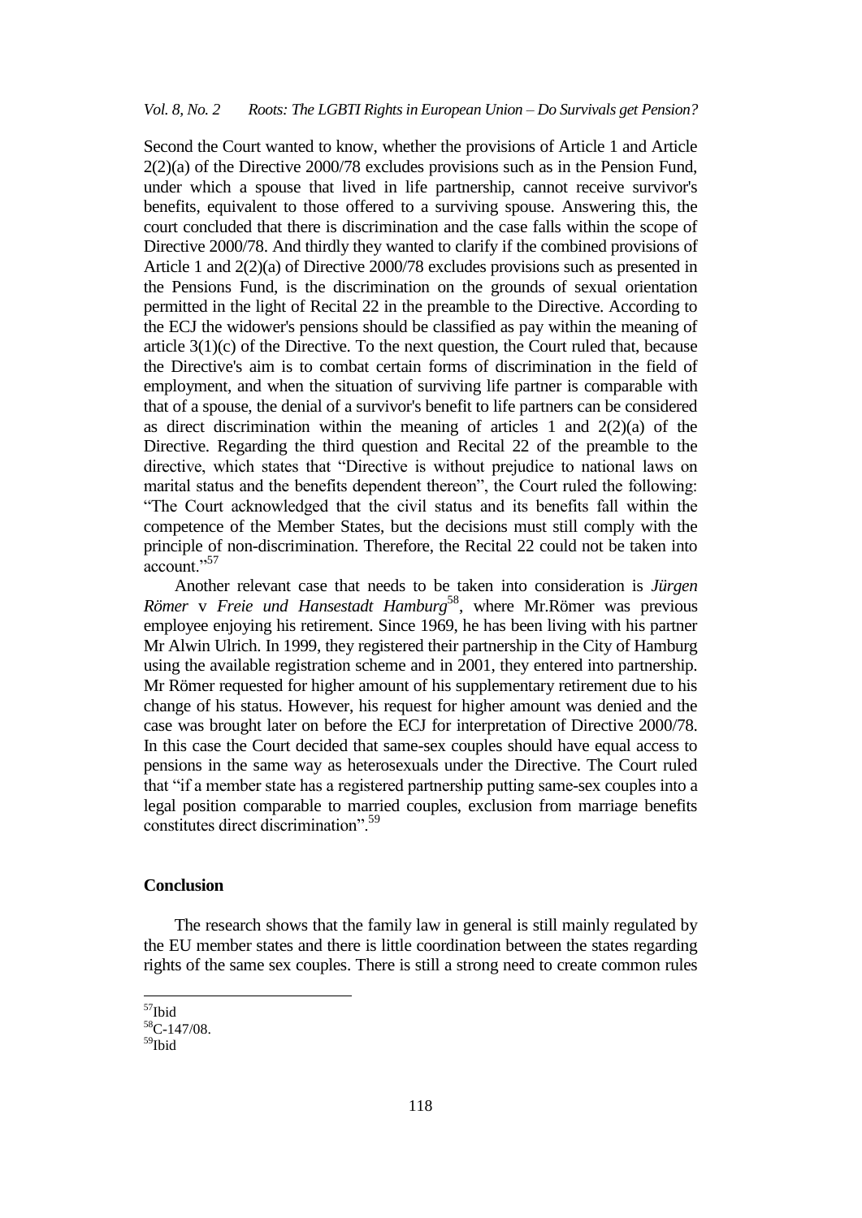Second the Court wanted to know, whether the provisions of Article 1 and Article 2(2)(a) of the Directive 2000/78 excludes provisions such as in the Pension Fund, under which a spouse that lived in life partnership, cannot receive survivor's benefits, equivalent to those offered to a surviving spouse. Answering this, the court concluded that there is discrimination and the case falls within the scope of Directive 2000/78. And thirdly they wanted to clarify if the combined provisions of Article 1 and 2(2)(a) of Directive 2000/78 excludes provisions such as presented in the Pensions Fund, is the discrimination on the grounds of sexual orientation permitted in the light of Recital 22 in the preamble to the Directive. According to the ECJ the widower's pensions should be classified as pay within the meaning of article 3(1)(c) of the Directive. To the next question, the Court ruled that, because the Directive's aim is to combat certain forms of discrimination in the field of employment, and when the situation of surviving life partner is comparable with that of a spouse, the denial of a survivor's benefit to life partners can be considered as direct discrimination within the meaning of articles 1 and 2(2)(a) of the Directive. Regarding the third question and Recital 22 of the preamble to the directive, which states that "Directive is without prejudice to national laws on marital status and the benefits dependent thereon", the Court ruled the following: "The Court acknowledged that the civil status and its benefits fall within the competence of the Member States, but the decisions must still comply with the principle of non-discrimination. Therefore, the Recital 22 could not be taken into account."[57]

Another relevant case that needs to be taken into consideration is *Jürgen Römer* v *Freie und Hansestadt Hamburg*[58], where Mr.Römer was previous employee enjoying his retirement. Since 1969, he has been living with his partner Mr Alwin Ulrich. In 1999, they registered their partnership in the City of Hamburg using the available registration scheme and in 2001, they entered into partnership. Mr Römer requested for higher amount of his supplementary retirement due to his change of his status. However, his request for higher amount was denied and the case was brought later on before the ECJ for interpretation of Directive 2000/78. In this case the Court decided that same-sex couples should have equal access to pensions in the same way as heterosexuals under the Directive. The Court ruled that "if a member state has a registered partnership putting same-sex couples into a legal position comparable to married couples, exclusion from marriage benefits constitutes direct discrimination".[59]

## Conclusion

The research shows that the family law in general is still mainly regulated by the EU member states and there is little coordination between the states regarding rights of the same sex couples. There is still a strong need to create common rules

[57] Ibid

[58] C-147/08.

[59] Ibid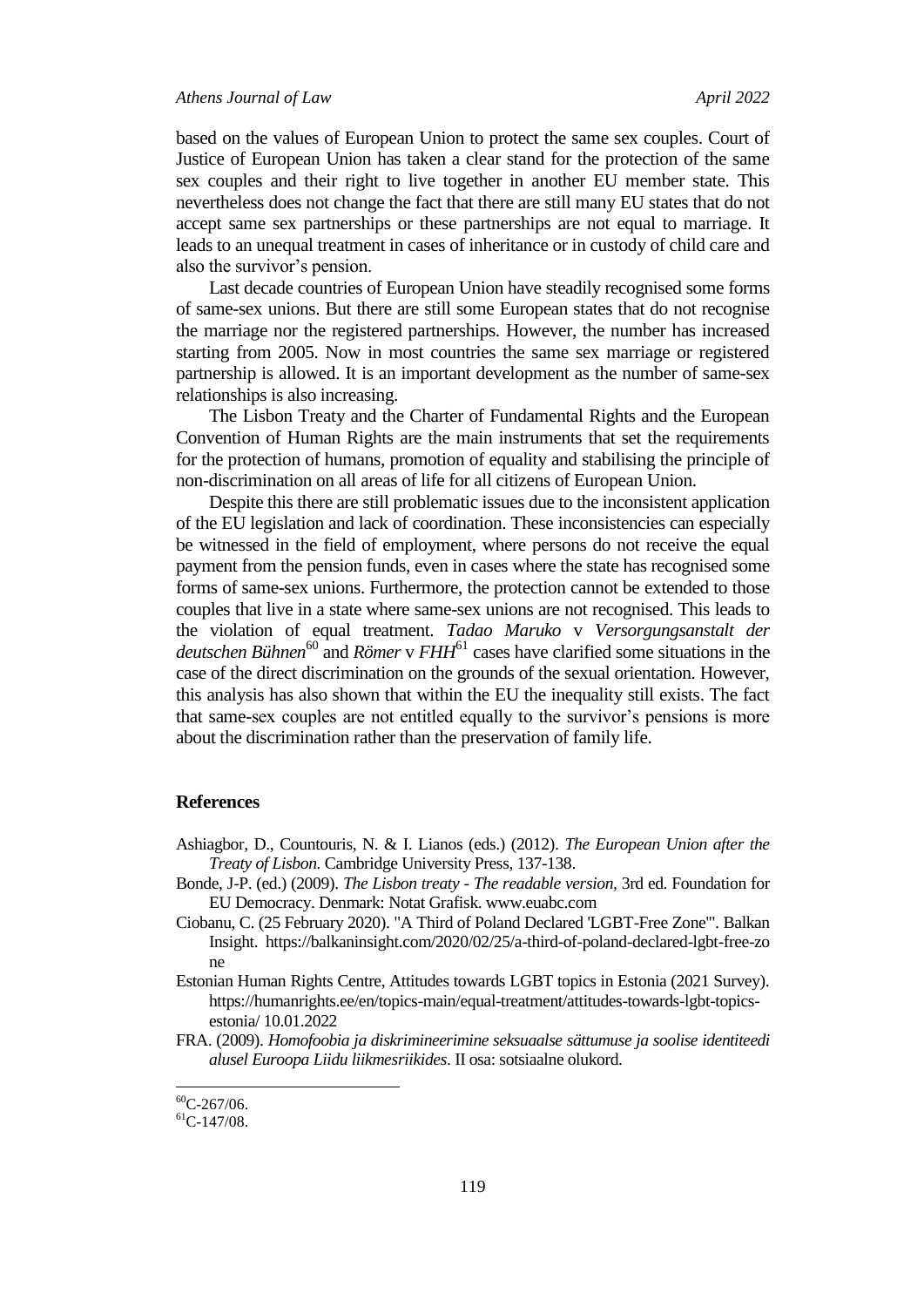based on the values of European Union to protect the same sex couples. Court of Justice of European Union has taken a clear stand for the protection of the same sex couples and their right to live together in another EU member state. This nevertheless does not change the fact that there are still many EU states that do not accept same sex partnerships or these partnerships are not equal to marriage. It leads to an unequal treatment in cases of inheritance or in custody of child care and also the survivor's pension.

Last decade countries of European Union have steadily recognised some forms of same-sex unions. But there are still some European states that do not recognise the marriage nor the registered partnerships. However, the number has increased starting from 2005. Now in most countries the same sex marriage or registered partnership is allowed. It is an important development as the number of same-sex relationships is also increasing.

The Lisbon Treaty and the Charter of Fundamental Rights and the European Convention of Human Rights are the main instruments that set the requirements for the protection of humans, promotion of equality and stabilising the principle of non-discrimination on all areas of life for all citizens of European Union.

Despite this there are still problematic issues due to the inconsistent application of the EU legislation and lack of coordination. These inconsistencies can especially be witnessed in the field of employment, where persons do not receive the equal payment from the pension funds, even in cases where the state has recognised some forms of same-sex unions. Furthermore, the protection cannot be extended to those couples that live in a state where same-sex unions are not recognised. This leads to the violation of equal treatment. *Tadao Maruko* v *Versorgungsanstalt der deutschen Bühnen*[60] and *Römer* v *FHH*[61] cases have clarified some situations in the case of the direct discrimination on the grounds of the sexual orientation. However, this analysis has also shown that within the EU the inequality still exists. The fact that same-sex couples are not entitled equally to the survivor's pensions is more about the discrimination rather than the preservation of family life.

## References

Ashiagbor, D., Countouris, N. & I. Lianos (eds.) (2012). *The European Union after the Treaty of Lisbon.* Cambridge University Press, 137-138.

Bonde, J-P. (ed.) (2009). *The Lisbon treaty - The readable version,* 3rd ed. Foundation for EU Democracy. Denmark: Notat Grafisk. www.euabc.com

Ciobanu, C. (25 February 2020). "A Third of Poland Declared 'LGBT-Free Zone'". Balkan Insight. https://balkaninsight.com/2020/02/25/a-third-of-poland-declared-lgbt-free-zone

Estonian Human Rights Centre, Attitudes towards LGBT topics in Estonia (2021 Survey). https://humanrights.ee/en/topics-main/equal-treatment/attitudes-towards-lgbt-topics-estonia/ 10.01.2022

FRA. (2009). *Homofoobia ja diskrimineerimine seksuaalse sättumuse ja soolise identiteedi alusel Euroopa Liidu liikmesriikides*. II osa: sotsiaalne olukord.

[60] C-267/06.

[61] C-147/08.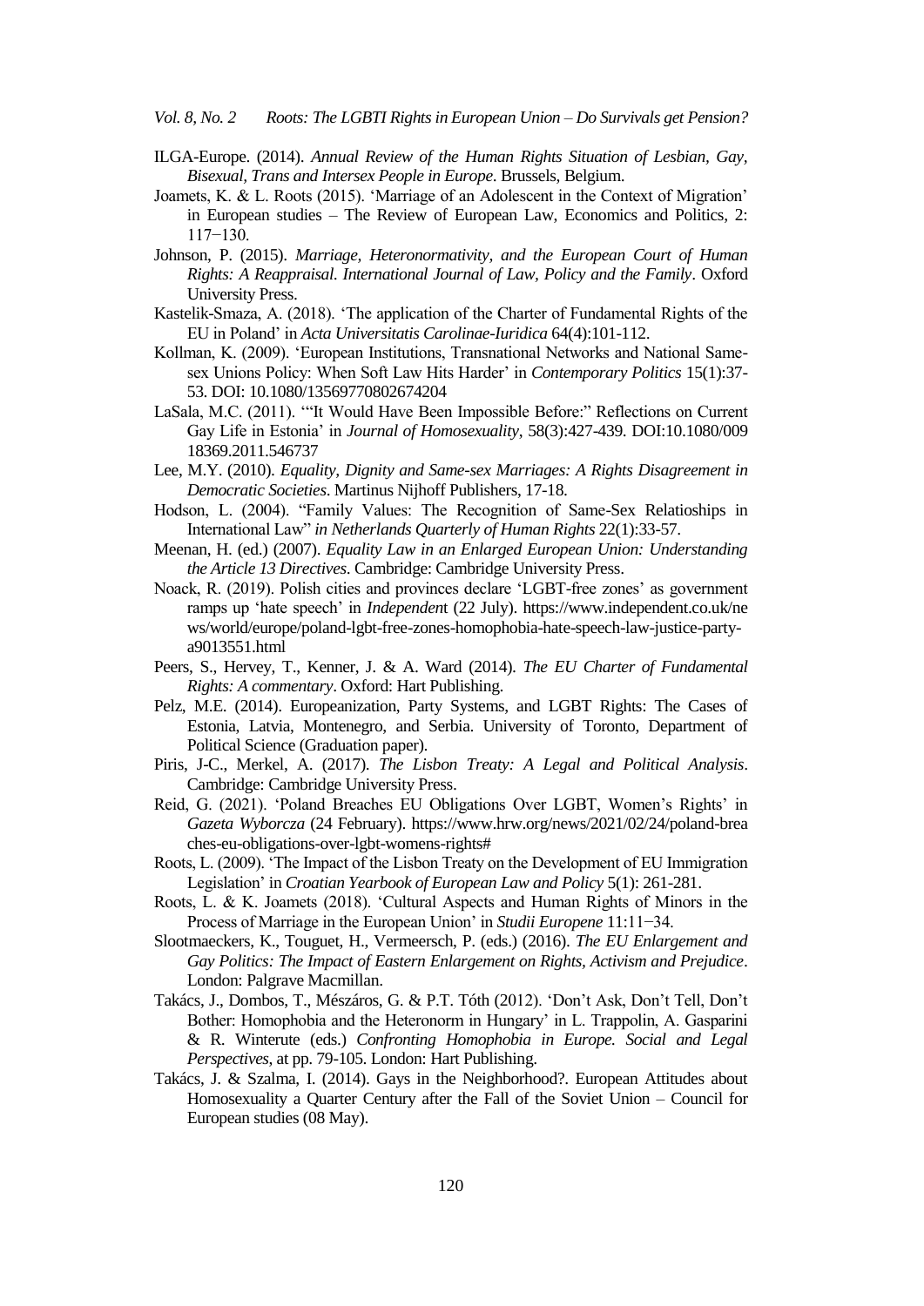- ILGA-Europe. (2014). *Annual Review of the Human Rights Situation of Lesbian, Gay, Bisexual, Trans and Intersex People in Europe*. Brussels, Belgium.
- Joamets, K. & L. Roots (2015). 'Marriage of an Adolescent in the Context of Migration' in European studies – The Review of European Law, Economics and Politics, 2: 117−130.
- Johnson, P. (2015). *Marriage, Heteronormativity, and the European Court of Human Rights: A Reappraisal. International Journal of Law, Policy and the Family*. Oxford University Press.
- Kastelik-Smaza, A. (2018). 'The application of the Charter of Fundamental Rights of the EU in Poland' in *Acta Universitatis Carolinae-Iuridica* 64(4):101-112.
- Kollman, K. (2009). 'European Institutions, Transnational Networks and National Same-sex Unions Policy: When Soft Law Hits Harder' in *Contemporary Politics* 15(1):37-53. DOI: 10.1080/13569770802674204
- LaSala, M.C. (2011). '"It Would Have Been Impossible Before:" Reflections on Current Gay Life in Estonia' in *Journal of Homosexuality*, 58(3):427-439. DOI:10.1080/00918369.2011.546737
- Lee, M.Y. (2010). *Equality, Dignity and Same-sex Marriages: A Rights Disagreement in Democratic Societies*. Martinus Nijhoff Publishers, 17-18.
- Hodson, L. (2004). "Family Values: The Recognition of Same-Sex Relatioships in International Law" *in Netherlands Quarterly of Human Rights* 22(1):33-57.
- Meenan, H. (ed.) (2007). *Equality Law in an Enlarged European Union: Understanding the Article 13 Directives*. Cambridge: Cambridge University Press.
- Noack, R. (2019). Polish cities and provinces declare 'LGBT-free zones' as government ramps up 'hate speech' in *Independent* (22 July). https://www.independent.co.uk/news/world/europe/poland-lgbt-free-zones-homophobia-hate-speech-law-justice-party-a9013551.html
- Peers, S., Hervey, T., Kenner, J. & A. Ward (2014). *The EU Charter of Fundamental Rights: A commentary*. Oxford: Hart Publishing.
- Pelz, M.E. (2014). Europeanization, Party Systems, and LGBT Rights: The Cases of Estonia, Latvia, Montenegro, and Serbia. University of Toronto, Department of Political Science (Graduation paper).
- Piris, J-C., Merkel, A. (2017). *The Lisbon Treaty: A Legal and Political Analysis*. Cambridge: Cambridge University Press.
- Reid, G. (2021). 'Poland Breaches EU Obligations Over LGBT, Women's Rights' in *Gazeta Wyborcza* (24 February). https://www.hrw.org/news/2021/02/24/poland-breaches-eu-obligations-over-lgbt-womens-rights#
- Roots, L. (2009). 'The Impact of the Lisbon Treaty on the Development of EU Immigration Legislation' in *Croatian Yearbook of European Law and Policy* 5(1): 261-281.
- Roots, L. & K. Joamets (2018). 'Cultural Aspects and Human Rights of Minors in the Process of Marriage in the European Union' in *Studii Europene* 11:11−34.
- Slootmaeckers, K., Touguet, H., Vermeersch, P. (eds.) (2016). *The EU Enlargement and Gay Politics: The Impact of Eastern Enlargement on Rights, Activism and Prejudice*. London: Palgrave Macmillan.
- Takács, J., Dombos, T., Mészáros, G. & P.T. Tóth (2012). 'Don't Ask, Don't Tell, Don't Bother: Homophobia and the Heteronorm in Hungary' in L. Trappolin, A. Gasparini & R. Winterute (eds.) *Confronting Homophobia in Europe. Social and Legal Perspectives*, at pp. 79-105. London: Hart Publishing.
- Takács, J. & Szalma, I. (2014). Gays in the Neighborhood?. European Attitudes about Homosexuality a Quarter Century after the Fall of the Soviet Union – Council for European studies (08 May).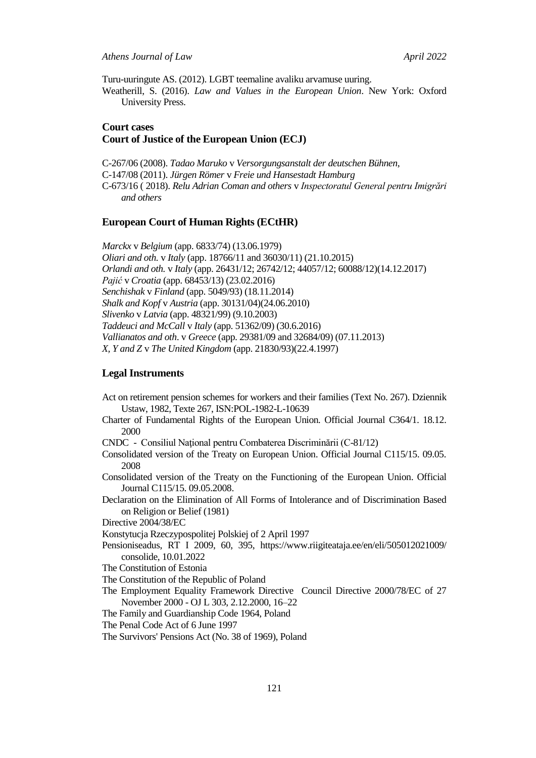Turu-uuringute AS. (2012). LGBT teemaline avaliku arvamuse uuring.

Weatherill, S. (2016). *Law and Values in the European Union*. New York: Oxford University Press.

## Court cases

### Court of Justice of the European Union (ECJ)

C-267/06 (2008). *Tadao Maruko* v *Versorgungsanstalt der deutschen Bühnen*,

C-147/08 (2011). *Jürgen Römer* v *Freie und Hansestadt Hamburg*

C-673/16 ( 2018). *Relu Adrian Coman and others* v *Inspectoratul General pentru Imigrări and others*

### European Court of Human Rights (ECtHR)

*Marckx* v *Belgium* (app. 6833/74) (13.06.1979)

*Oliari and oth.* v *Italy* (app. 18766/11 and 36030/11) (21.10.2015)

*Orlandi and oth.* v *Italy* (app. 26431/12; 26742/12; 44057/12; 60088/12)(14.12.2017)

*Pajić* v *Croatia* (app. 68453/13) (23.02.2016)

*Senchishak* v *Finland* (app. 5049/93) (18.11.2014)

*Shalk and Kopf* v *Austria* (app. 30131/04)(24.06.2010)

*Slivenko* v *Latvia* (app. 48321/99) (9.10.2003)

*Taddeuci and McCall* v *Italy* (app. 51362/09) (30.6.2016)

*Vallianatos and oth.* v *Greece* (app. 29381/09 and 32684/09) (07.11.2013)

*X, Y and Z* v *The United Kingdom* (app. 21830/93)(22.4.1997)

### Legal Instruments

Act on retirement pension schemes for workers and their families (Text No. 267). Dziennik Ustaw, 1982, Texte 267, ISN:POL-1982-L-10639

Charter of Fundamental Rights of the European Union. Official Journal C364/1. 18.12. 2000

CNDC - Consiliul Național pentru Combaterea Discriminării (C-81/12)

Consolidated version of the Treaty on European Union. Official Journal C115/15. 09.05. 2008

Consolidated version of the Treaty on the Functioning of the European Union. Official Journal C115/15. 09.05.2008.

Declaration on the Elimination of All Forms of Intolerance and of Discrimination Based on Religion or Belief (1981)

Directive 2004/38/EC

Konstytucja Rzeczypospolitej Polskiej of 2 April 1997

Pensioniseadus, RT I 2009, 60, 395, https://www.riigiteataja.ee/en/eli/505012021009/consolide, 10.01.2022

The Constitution of Estonia

The Constitution of the Republic of Poland

The Employment Equality Framework Directive Council Directive 2000/78/EC of 27 November 2000 - OJ L 303, 2.12.2000, 16–22

The Family and Guardianship Code 1964, Poland

The Penal Code Act of 6 June 1997

The Survivors' Pensions Act (No. 38 of 1969), Poland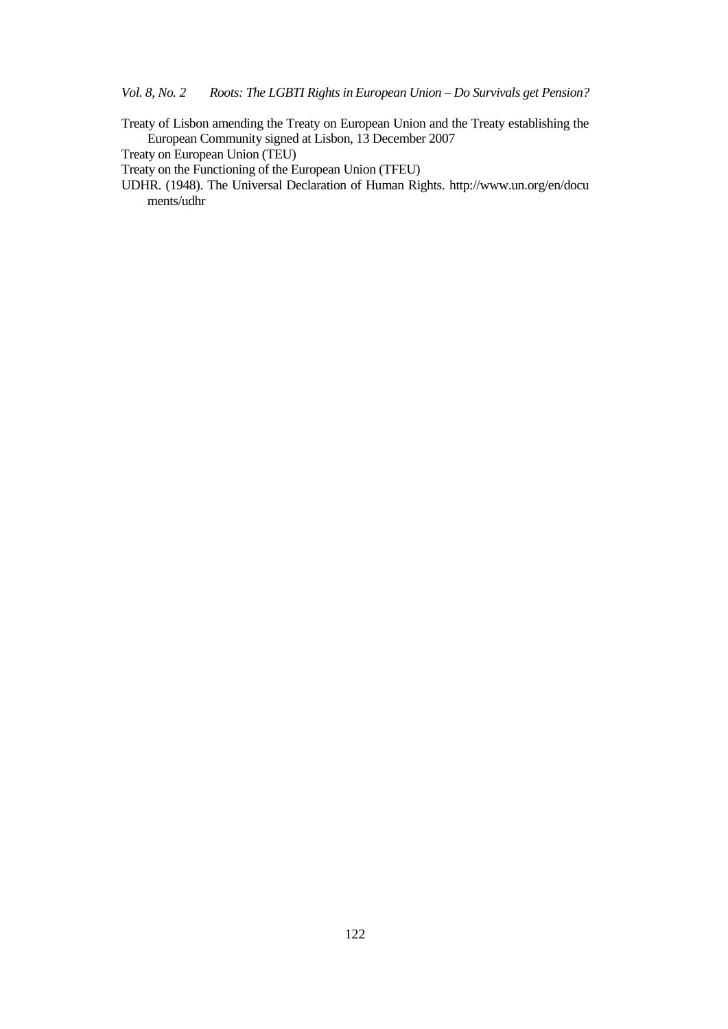Treaty of Lisbon amending the Treaty on European Union and the Treaty establishing the European Community signed at Lisbon, 13 December 2007

Treaty on European Union (TEU)

Treaty on the Functioning of the European Union (TFEU)

UDHR. (1948). The Universal Declaration of Human Rights. http://www.un.org/en/documents/udhr